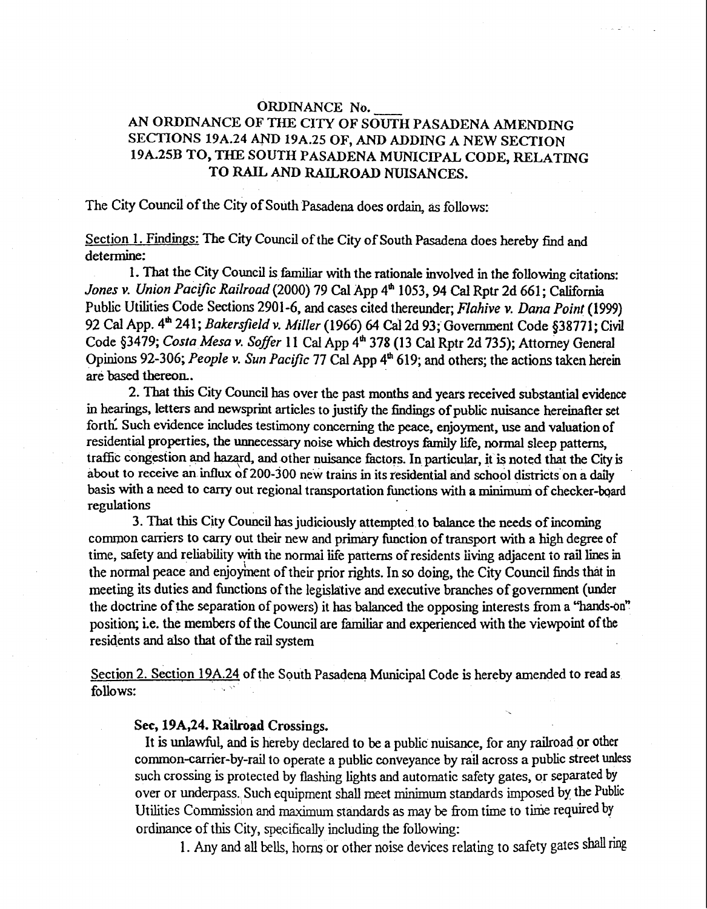ORDINANCE No. ____

AN ORDINANCE OF THE CITY OF SOUTH PASADENA AMENDING SECTIONS 19A.24 AND 19A.25 OF, AND ADDING A NEW SECTION 19A.25B TO, THE SOUTH PASADENA MUNICIPAL CODE, RELATING TO RAIL AND RAILROAD NUISANCES.

The City Council of the City of South Pasadena does ordain, as follows:

Section 1. Findings: The City Council of the City of South Pasadena does hereby find and determine:

1. That the City Council is familiar with the rationale involved in the following citations: *Jones v. Union Pacific Railroad* (2000) 79 Cal App 4th 1053, 94 Cal Rptr 2d 661; California Public Utilities Code Sections 2901-6, and cases cited thereunder; *Flahive v. Dana Point* (1999) 92 Cal App. 4th 241; *Bakersfield v. Miller* (1966) 64 Cal 2d 93; Government Code §38771; Civil Code §3479; *Costa Mesa v. Soffer* 11 Cal App 4th 378 (13 Cal Rptr 2d 735); Attorney General Opinions 92-306; *People v. Sun Pacific* 77 Cal App 4th 619; and others; the actions taken herein are based thereon..

2. That this City Council has over the past months and years received substantial evidence in hearings, letters and newsprint articles to justify the findings of public nuisance hereinafter set forth. Such evidence includes testimony concerning the peace, enjoyment, use and valuation of residential properties, the unnecessary noise which destroys family life, normal sleep patterns, traffic congestion and hazard, and other nuisance factors. In particular, it is noted that the City is about to receive an influx of 200-300 new trains in its residential and school districts on a daily basis with a need to carry out regional transportation functions with a minimum of checker-board regulations

3. That this City Council has judiciously attempted to balance the needs of incoming common carriers to carry out their new and primary function of transport with a high degree of time, safety and reliability with the normal life patterns of residents living adjacent to rail lines in the normal peace and enjoyment of their prior rights. In so doing, the City Council finds that in meeting its duties and functions of the legislative and executive branches of government (under the doctrine of the separation of powers) it has balanced the opposing interests from a "hands-on" position; i.e. the members of the Council are familiar and experienced with the viewpoint of the residents and also that of the rail system

Section 2. Section 19A.24 of the South Pasadena Municipal Code is hereby amended to read as follows:

**Sec, 19A,24. Railroad Crossings.**

It is unlawful, and is hereby declared to be a public nuisance, for any railroad or other common-carrier-by-rail to operate a public conveyance by rail across a public street unless such crossing is protected by flashing lights and automatic safety gates, or separated by over or underpass. Such equipment shall meet minimum standards imposed by the Public Utilities Commission and maximum standards as may be from time to time required by ordinance of this City, specifically including the following:

1. Any and all bells, horns or other noise devices relating to safety gates shall ring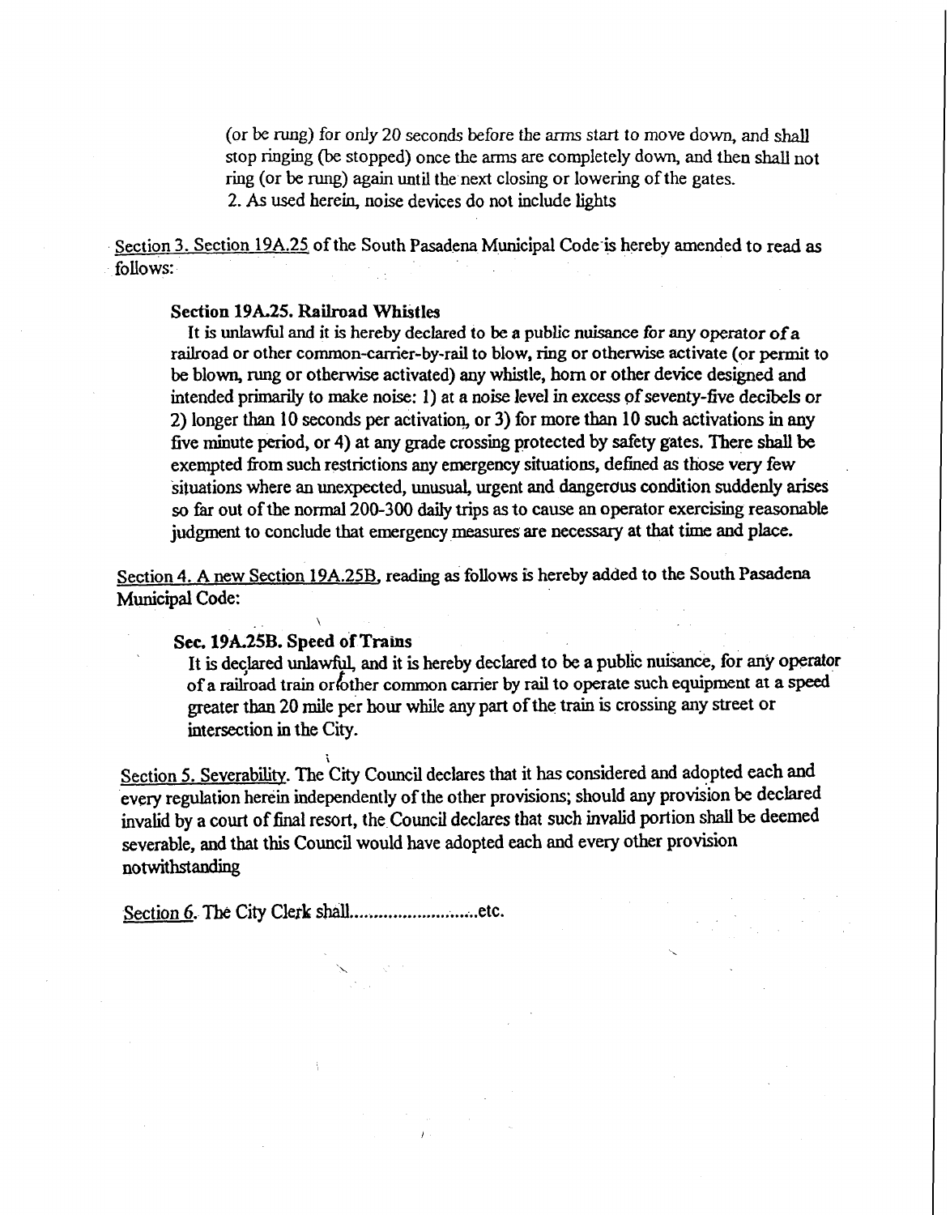(or be rung) for only 20 seconds before the arms start to move down, and shall stop ringing (be stopped) once the arms are completely down, and then shall not ring (or be rung) again until the next closing or lowering of the gates.

2. As used herein, noise devices do not include lights

Section 3. Section 19A.25 of the South Pasadena Municipal Code is hereby amended to read as follows:

**Section 19A.25. Railroad Whistles**

It is unlawful and it is hereby declared to be a public nuisance for any operator of a railroad or other common-carrier-by-rail to blow, ring or otherwise activate (or permit to be blown, rung or otherwise activated) any whistle, horn or other device designed and intended primarily to make noise: 1) at a noise level in excess of seventy-five decibels or 2) longer than 10 seconds per activation, or 3) for more than 10 such activations in any five minute period, or 4) at any grade crossing protected by safety gates. There shall be exempted from such restrictions any emergency situations, defined as those very few situations where an unexpected, unusual, urgent and dangerous condition suddenly arises so far out of the normal 200-300 daily trips as to cause an operator exercising reasonable judgment to conclude that emergency measures are necessary at that time and place.

Section 4. A new Section 19A.25B, reading as follows is hereby added to the South Pasadena Municipal Code:

**Sec. 19A.25B. Speed of Trains**

It is declared unlawful, and it is hereby declared to be a public nuisance, for any operator of a railroad train or other common carrier by rail to operate such equipment at a speed greater than 20 mile per hour while any part of the train is crossing any street or intersection in the City.

Section 5. Severability. The City Council declares that it has considered and adopted each and every regulation herein independently of the other provisions; should any provision be declared invalid by a court of final resort, the Council declares that such invalid portion shall be deemed severable, and that this Council would have adopted each and every other provision notwithstanding

Section 6. The City Clerk shall..........................etc.